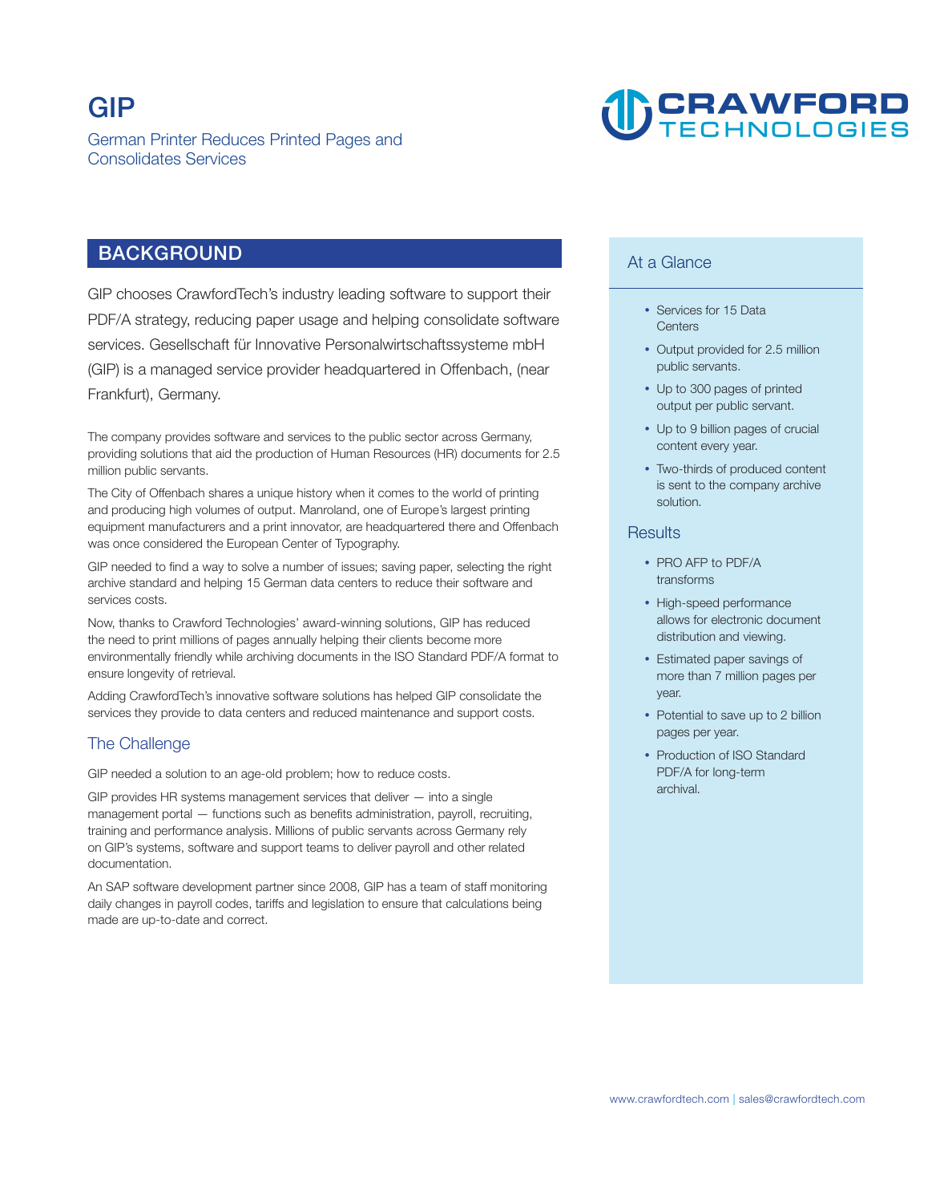# GIP

German Printer Reduces Printed Pages and Consolidates Services

CRAWFORD TECHNOLOGIES

## BACKGROUND

GIP chooses CrawfordTech's industry leading software to support their PDF/A strategy, reducing paper usage and helping consolidate software services. Gesellschaft für Innovative Personalwirtschaftssysteme mbH (GIP) is a managed service provider headquartered in Offenbach, (near Frankfurt), Germany.

The company provides software and services to the public sector across Germany, providing solutions that aid the production of Human Resources (HR) documents for 2.5 million public servants.

The City of Offenbach shares a unique history when it comes to the world of printing and producing high volumes of output. Manroland, one of Europe's largest printing equipment manufacturers and a print innovator, are headquartered there and Offenbach was once considered the European Center of Typography.

GIP needed to find a way to solve a number of issues; saving paper, selecting the right archive standard and helping 15 German data centers to reduce their software and services costs.

Now, thanks to Crawford Technologies' award-winning solutions, GIP has reduced the need to print millions of pages annually helping their clients become more environmentally friendly while archiving documents in the ISO Standard PDF/A format to ensure longevity of retrieval.

Adding CrawfordTech's innovative software solutions has helped GIP consolidate the services they provide to data centers and reduced maintenance and support costs.

### The Challenge

GIP needed a solution to an age-old problem; how to reduce costs.

GIP provides HR systems management services that deliver — into a single management portal — functions such as benefits administration, payroll, recruiting, training and performance analysis. Millions of public servants across Germany rely on GIP's systems, software and support teams to deliver payroll and other related documentation.

An SAP software development partner since 2008, GIP has a team of staff monitoring daily changes in payroll codes, tariffs and legislation to ensure that calculations being made are up-to-date and correct.

### At a Glance

- Services for 15 Data Centers
- Output provided for 2.5 million public servants.
- Up to 300 pages of printed output per public servant.
- Up to 9 billion pages of crucial content every year.
- Two-thirds of produced content is sent to the company archive solution.

### Results

- PRO AFP to PDF/A transforms
- High-speed performance allows for electronic document distribution and viewing.
- Estimated paper savings of more than 7 million pages per year.
- Potential to save up to 2 billion pages per year.
- Production of ISO Standard PDF/A for long-term archival.

www.crawfordtech.com | sales@crawfordtech.com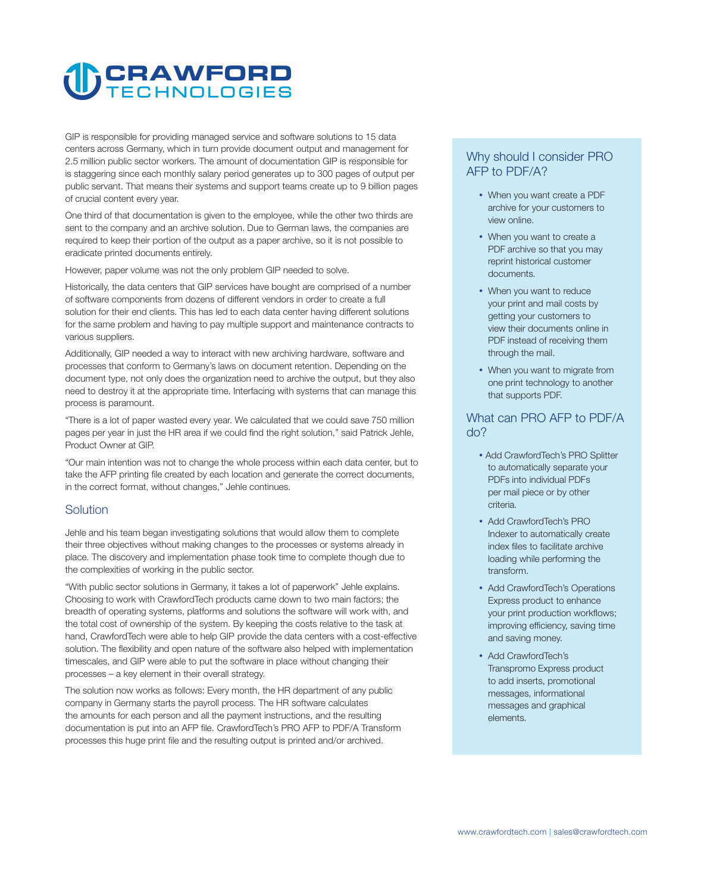GIP is responsible for providing managed service and software solutions to 15 data centers across Germany, which in turn provide document output and management for 2.5 million public sector workers. The amount of documentation GIP is responsible for is staggering since each monthly salary period generates up to 300 pages of output per public servant. That means their systems and support teams create up to 9 billion pages of crucial content every year.

One third of that documentation is given to the employee, while the other two thirds are sent to the company and an archive solution. Due to German laws, the companies are required to keep their portion of the output as a paper archive, so it is not possible to eradicate printed documents entirely.

However, paper volume was not the only problem GIP needed to solve.

Historically, the data centers that GIP services have bought are comprised of a number of software components from dozens of different vendors in order to create a full solution for their end clients. This has led to each data center having different solutions for the same problem and having to pay multiple support and maintenance contracts to various suppliers.

Additionally, GIP needed a way to interact with new archiving hardware, software and processes that conform to Germany's laws on document retention. Depending on the document type, not only does the organization need to archive the output, but they also need to destroy it at the appropriate time. Interfacing with systems that can manage this process is paramount.

"There is a lot of paper wasted every year. We calculated that we could save 750 million pages per year in just the HR area if we could find the right solution," said Patrick Jehle, Product Owner at GIP.

"Our main intention was not to change the whole process within each data center, but to take the AFP printing file created by each location and generate the correct documents, in the correct format, without changes," Jehle continues.

## Solution

Jehle and his team began investigating solutions that would allow them to complete their three objectives without making changes to the processes or systems already in place. The discovery and implementation phase took time to complete though due to the complexities of working in the public sector.

"With public sector solutions in Germany, it takes a lot of paperwork" Jehle explains. Choosing to work with CrawfordTech products came down to two main factors; the breadth of operating systems, platforms and solutions the software will work with, and the total cost of ownership of the system. By keeping the costs relative to the task at hand, CrawfordTech were able to help GIP provide the data centers with a cost-effective solution. The flexibility and open nature of the software also helped with implementation timescales, and GIP were able to put the software in place without changing their processes – a key element in their overall strategy.

The solution now works as follows: Every month, the HR department of any public company in Germany starts the payroll process. The HR software calculates the amounts for each person and all the payment instructions, and the resulting documentation is put into an AFP file. CrawfordTech's PRO AFP to PDF/A Transform processes this huge print file and the resulting output is printed and/or archived.

## Why should I consider PRO AFP to PDF/A?

- When you want create a PDF archive for your customers to view online.
- When you want to create a PDF archive so that you may reprint historical customer documents.
- When you want to reduce your print and mail costs by getting your customers to view their documents online in PDF instead of receiving them through the mail.
- When you want to migrate from one print technology to another that supports PDF.

## What can PRO AFP to PDF/A do?

- Add CrawfordTech's PRO Splitter to automatically separate your PDFs into individual PDFs per mail piece or by other criteria.
- Add CrawfordTech's PRO Indexer to automatically create index files to facilitate archive loading while performing the transform.
- Add CrawfordTech's Operations Express product to enhance your print production workflows; improving efficiency, saving time and saving money.
- Add CrawfordTech's Transpromo Express product to add inserts, promotional messages, informational messages and graphical elements.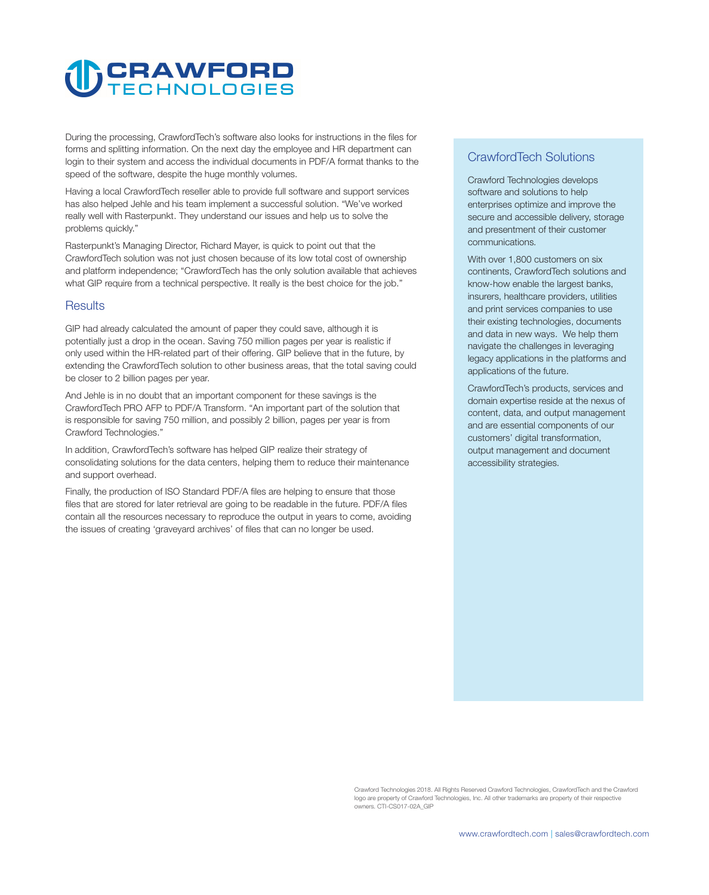During the processing, CrawfordTech's software also looks for instructions in the files for forms and splitting information. On the next day the employee and HR department can login to their system and access the individual documents in PDF/A format thanks to the speed of the software, despite the huge monthly volumes.

Having a local CrawfordTech reseller able to provide full software and support services has also helped Jehle and his team implement a successful solution. "We've worked really well with Rasterpunkt. They understand our issues and help us to solve the problems quickly."

Rasterpunkt's Managing Director, Richard Mayer, is quick to point out that the CrawfordTech solution was not just chosen because of its low total cost of ownership and platform independence; "CrawfordTech has the only solution available that achieves what GIP require from a technical perspective. It really is the best choice for the job."

## Results

GIP had already calculated the amount of paper they could save, although it is potentially just a drop in the ocean. Saving 750 million pages per year is realistic if only used within the HR-related part of their offering. GIP believe that in the future, by extending the CrawfordTech solution to other business areas, that the total saving could be closer to 2 billion pages per year.

And Jehle is in no doubt that an important component for these savings is the CrawfordTech PRO AFP to PDF/A Transform. "An important part of the solution that is responsible for saving 750 million, and possibly 2 billion, pages per year is from Crawford Technologies."

In addition, CrawfordTech's software has helped GIP realize their strategy of consolidating solutions for the data centers, helping them to reduce their maintenance and support overhead.

Finally, the production of ISO Standard PDF/A files are helping to ensure that those files that are stored for later retrieval are going to be readable in the future. PDF/A files contain all the resources necessary to reproduce the output in years to come, avoiding the issues of creating 'graveyard archives' of files that can no longer be used.

## CrawfordTech Solutions

Crawford Technologies develops software and solutions to help enterprises optimize and improve the secure and accessible delivery, storage and presentment of their customer communications.

With over 1,800 customers on six continents, CrawfordTech solutions and know-how enable the largest banks, insurers, healthcare providers, utilities and print services companies to use their existing technologies, documents and data in new ways. We help them navigate the challenges in leveraging legacy applications in the platforms and applications of the future.

CrawfordTech's products, services and domain expertise reside at the nexus of content, data, and output management and are essential components of our customers' digital transformation, output management and document accessibility strategies.

Crawford Technologies 2018. All Rights Reserved Crawford Technologies, CrawfordTech and the Crawford logo are property of Crawford Technologies, Inc. All other trademarks are property of their respective owners. CTI-CS017-02A_GIP

www.crawfordtech.com | sales@crawfordtech.com